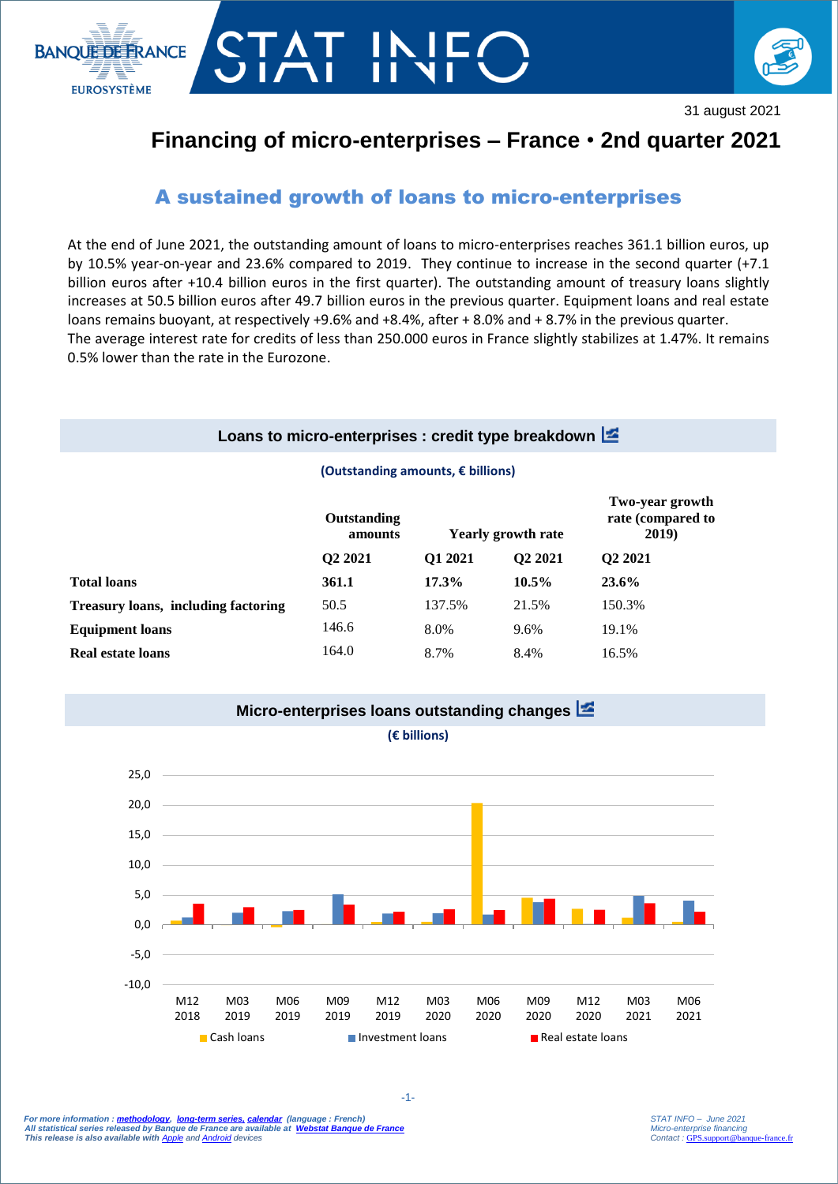31 august 2021

# Financing of micro-enterprises – France • 2nd quarter 2021

## A sustained growth of loans to micro-enterprises

At the end of June 2021, the outstanding amount of loans to micro-enterprises reaches 361.1 billion euros, up by 10.5% year-on-year and 23.6% compared to 2019. They continue to increase in the second quarter (+7.1 billion euros after +10.4 billion euros in the first quarter). The outstanding amount of treasury loans slightly increases at 50.5 billion euros after 49.7 billion euros in the previous quarter. Equipment loans and real estate loans remains buoyant, at respectively +9.6% and +8.4%, after + 8.0% and + 8.7% in the previous quarter.
The average interest rate for credits of less than 250.000 euros in France slightly stabilizes at 1.47%. It remains 0.5% lower than the rate in the Eurozone.

### Loans to micro-enterprises : credit type breakdown

**(Outstanding amounts, € billions)**

| | Outstanding amounts | Yearly growth rate | | Two-year growth rate (compared to 2019) |
|---|---|---|---|---|
| | Q2 2021 | Q1 2021 | Q2 2021 | Q2 2021 |
| **Total loans** | **361.1** | **17.3%** | **10.5%** | **23.6%** |
| **Treasury loans, including factoring** | 50.5 | 137.5% | 21.5% | 150.3% |
| **Equipment loans** | 146.6 | 8.0% | 9.6% | 19.1% |
| **Real estate loans** | 164.0 | 8.7% | 8.4% | 16.5% |

### Micro-enterprises loans outstanding changes

**(€ billions)**

Legend: Cash loans, Investment loans, Real estate loans. Periods: M12 2018, M03 2019, M06 2019, M09 2019, M12 2019, M03 2020, M06 2020, M09 2020, M12 2020, M03 2021, M06 2021.

*For more information : methodology, long-term series, calendar (language : French)*
*All statistical series released by Banque de France are available at Webstat Banque de France*
*This release is also available with Apple and Android devices*

*STAT INFO – June 2021*
*Micro-enterprise financing*
*Contact : GPS.support@banque-france.fr*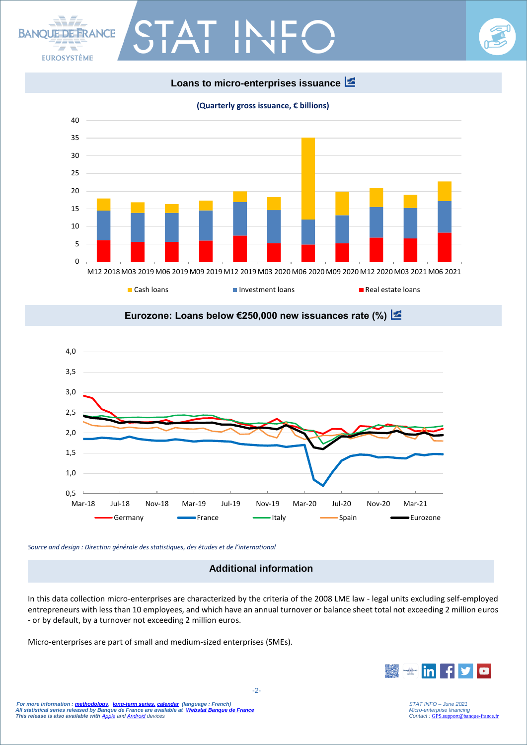## Loans to micro-enterprises issuance

(Quarterly gross issuance, € billions)

## Eurozone: Loans below €250,000 new issuances rate (%)

*Source and design : Direction générale des statistiques, des études et de l'international*

## Additional information

In this data collection micro-enterprises are characterized by the criteria of the 2008 LME law - legal units excluding self-employed entrepreneurs with less than 10 employees, and which have an annual turnover or balance sheet total not exceeding 2 million euros - or by default, by a turnover not exceeding 2 million euros.

Micro-enterprises are part of small and medium-sized enterprises (SMEs).

*For more information : **methodology**, **long-term series, calendar** (language : French)*
*All statistical series released by Banque de France are available at **Webstat Banque de France***
*This release is also available with Apple and Android devices*

*STAT INFO – June 2021*
*Micro-enterprise financing*
*Contact : GPS.support@banque-france.fr*